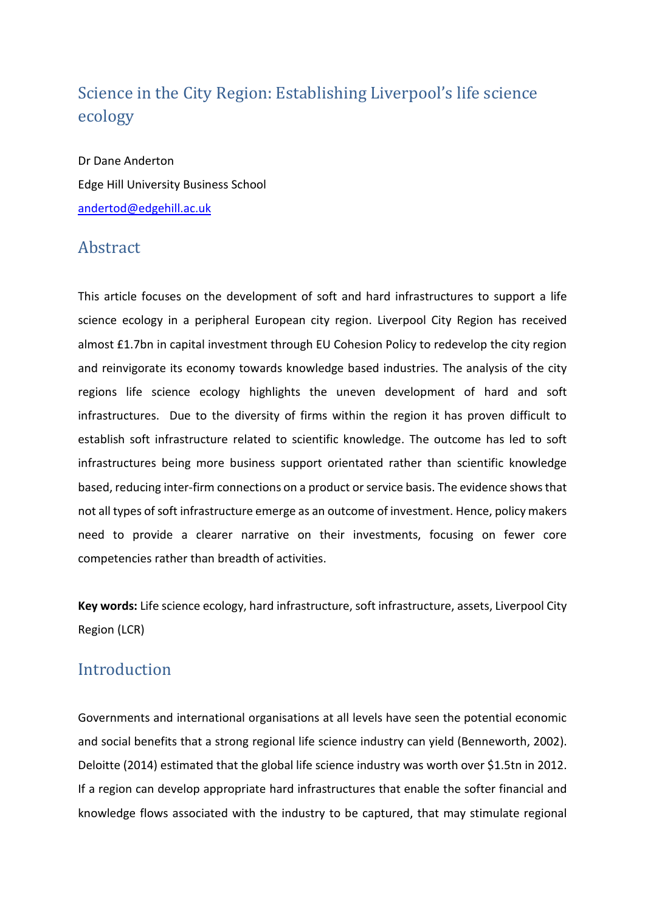# Science in the City Region: Establishing Liverpool's life science ecology

Dr Dane Anderton

Edge Hill University Business School

andertod@edgehill.ac.uk

## Abstract

This article focuses on the development of soft and hard infrastructures to support a life science ecology in a peripheral European city region. Liverpool City Region has received almost £1.7bn in capital investment through EU Cohesion Policy to redevelop the city region and reinvigorate its economy towards knowledge based industries. The analysis of the city regions life science ecology highlights the uneven development of hard and soft infrastructures. Due to the diversity of firms within the region it has proven difficult to establish soft infrastructure related to scientific knowledge. The outcome has led to soft infrastructures being more business support orientated rather than scientific knowledge based, reducing inter-firm connections on a product or service basis. The evidence shows that not all types of soft infrastructure emerge as an outcome of investment. Hence, policy makers need to provide a clearer narrative on their investments, focusing on fewer core competencies rather than breadth of activities.

**Key words:** Life science ecology, hard infrastructure, soft infrastructure, assets, Liverpool City Region (LCR)

## Introduction

Governments and international organisations at all levels have seen the potential economic and social benefits that a strong regional life science industry can yield (Benneworth, 2002). Deloitte (2014) estimated that the global life science industry was worth over $1.5tn in 2012. If a region can develop appropriate hard infrastructures that enable the softer financial and knowledge flows associated with the industry to be captured, that may stimulate regional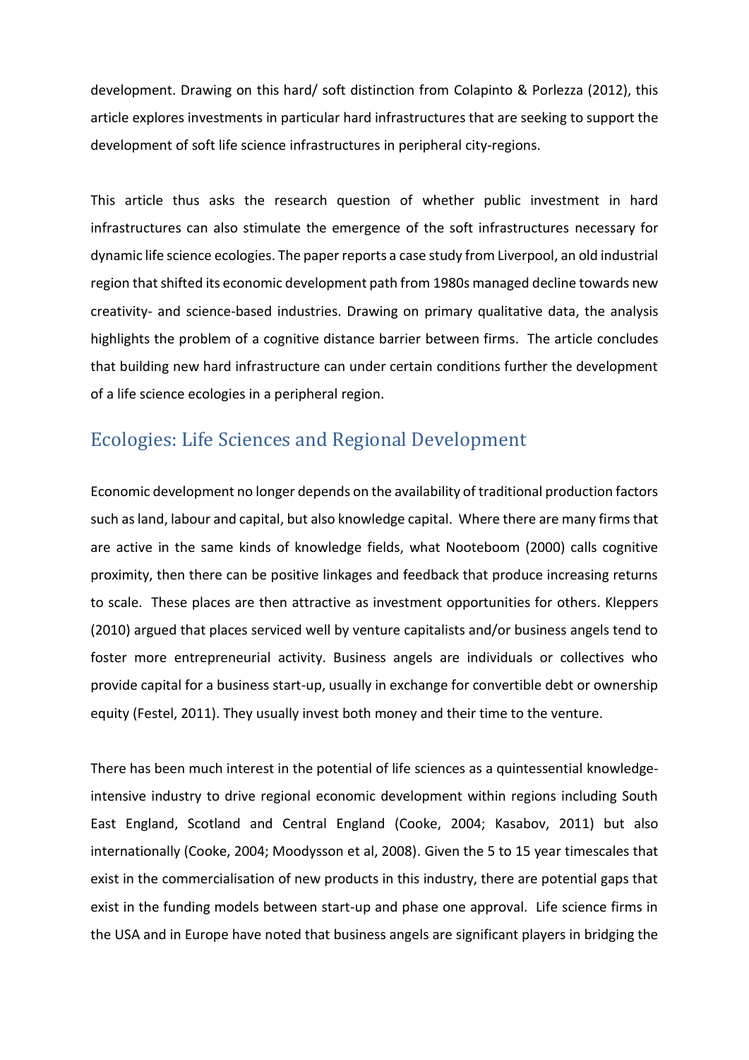development. Drawing on this hard/ soft distinction from Colapinto & Porlezza (2012), this article explores investments in particular hard infrastructures that are seeking to support the development of soft life science infrastructures in peripheral city-regions.

This article thus asks the research question of whether public investment in hard infrastructures can also stimulate the emergence of the soft infrastructures necessary for dynamic life science ecologies. The paper reports a case study from Liverpool, an old industrial region that shifted its economic development path from 1980s managed decline towards new creativity- and science-based industries. Drawing on primary qualitative data, the analysis highlights the problem of a cognitive distance barrier between firms. The article concludes that building new hard infrastructure can under certain conditions further the development of a life science ecologies in a peripheral region.

## Ecologies: Life Sciences and Regional Development

Economic development no longer depends on the availability of traditional production factors such as land, labour and capital, but also knowledge capital. Where there are many firms that are active in the same kinds of knowledge fields, what Nooteboom (2000) calls cognitive proximity, then there can be positive linkages and feedback that produce increasing returns to scale. These places are then attractive as investment opportunities for others. Kleppers (2010) argued that places serviced well by venture capitalists and/or business angels tend to foster more entrepreneurial activity. Business angels are individuals or collectives who provide capital for a business start-up, usually in exchange for convertible debt or ownership equity (Festel, 2011). They usually invest both money and their time to the venture.

There has been much interest in the potential of life sciences as a quintessential knowledge-intensive industry to drive regional economic development within regions including South East England, Scotland and Central England (Cooke, 2004; Kasabov, 2011) but also internationally (Cooke, 2004; Moodysson et al, 2008). Given the 5 to 15 year timescales that exist in the commercialisation of new products in this industry, there are potential gaps that exist in the funding models between start-up and phase one approval. Life science firms in the USA and in Europe have noted that business angels are significant players in bridging the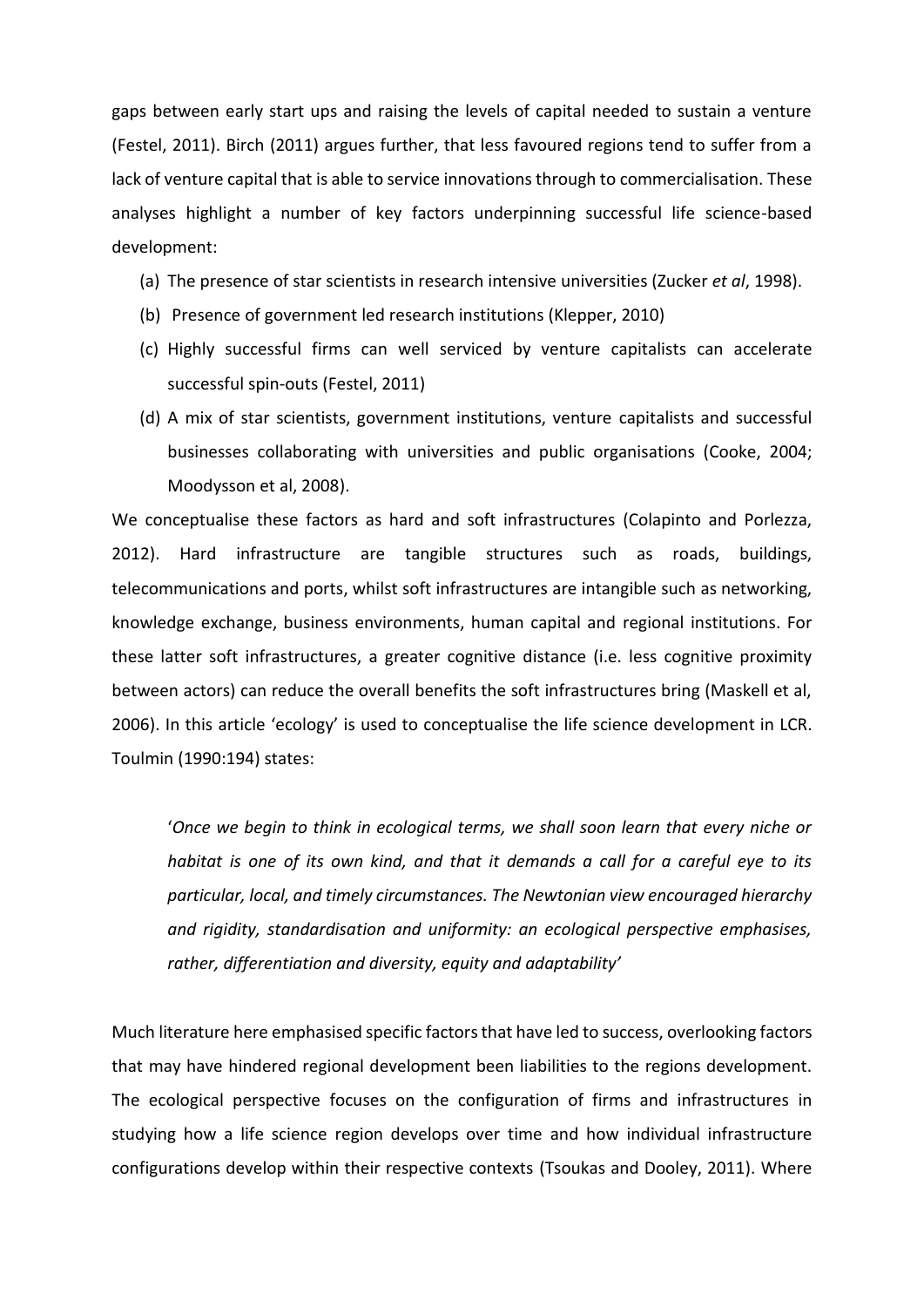gaps between early start ups and raising the levels of capital needed to sustain a venture (Festel, 2011). Birch (2011) argues further, that less favoured regions tend to suffer from a lack of venture capital that is able to service innovations through to commercialisation. These analyses highlight a number of key factors underpinning successful life science-based development:

(a) The presence of star scientists in research intensive universities (Zucker *et al*, 1998).

(b) Presence of government led research institutions (Klepper, 2010)

(c) Highly successful firms can well serviced by venture capitalists can accelerate successful spin-outs (Festel, 2011)

(d) A mix of star scientists, government institutions, venture capitalists and successful businesses collaborating with universities and public organisations (Cooke, 2004; Moodysson et al, 2008).

We conceptualise these factors as hard and soft infrastructures (Colapinto and Porlezza, 2012). Hard infrastructure are tangible structures such as roads, buildings, telecommunications and ports, whilst soft infrastructures are intangible such as networking, knowledge exchange, business environments, human capital and regional institutions. For these latter soft infrastructures, a greater cognitive distance (i.e. less cognitive proximity between actors) can reduce the overall benefits the soft infrastructures bring (Maskell et al, 2006). In this article 'ecology' is used to conceptualise the life science development in LCR. Toulmin (1990:194) states:

> '*Once we begin to think in ecological terms, we shall soon learn that every niche or habitat is one of its own kind, and that it demands a call for a careful eye to its particular, local, and timely circumstances. The Newtonian view encouraged hierarchy and rigidity, standardisation and uniformity: an ecological perspective emphasises, rather, differentiation and diversity, equity and adaptability*'

Much literature here emphasised specific factors that have led to success, overlooking factors that may have hindered regional development been liabilities to the regions development. The ecological perspective focuses on the configuration of firms and infrastructures in studying how a life science region develops over time and how individual infrastructure configurations develop within their respective contexts (Tsoukas and Dooley, 2011). Where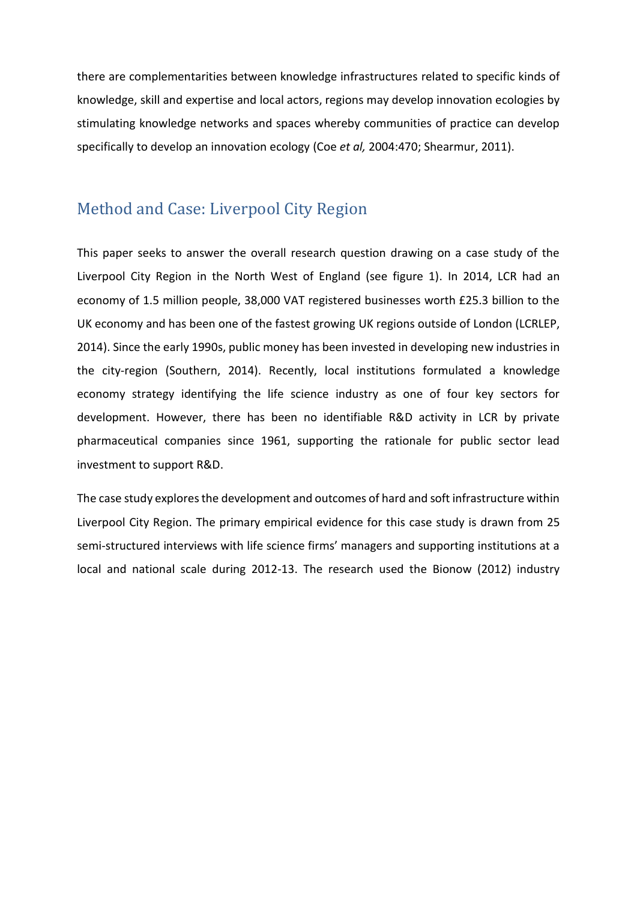there are complementarities between knowledge infrastructures related to specific kinds of knowledge, skill and expertise and local actors, regions may develop innovation ecologies by stimulating knowledge networks and spaces whereby communities of practice can develop specifically to develop an innovation ecology (Coe *et al,* 2004:470; Shearmur, 2011).

## Method and Case: Liverpool City Region

This paper seeks to answer the overall research question drawing on a case study of the Liverpool City Region in the North West of England (see figure 1). In 2014, LCR had an economy of 1.5 million people, 38,000 VAT registered businesses worth £25.3 billion to the UK economy and has been one of the fastest growing UK regions outside of London (LCRLEP, 2014). Since the early 1990s, public money has been invested in developing new industries in the city-region (Southern, 2014). Recently, local institutions formulated a knowledge economy strategy identifying the life science industry as one of four key sectors for development. However, there has been no identifiable R&D activity in LCR by private pharmaceutical companies since 1961, supporting the rationale for public sector lead investment to support R&D.

The case study explores the development and outcomes of hard and soft infrastructure within Liverpool City Region. The primary empirical evidence for this case study is drawn from 25 semi-structured interviews with life science firms' managers and supporting institutions at a local and national scale during 2012-13. The research used the Bionow (2012) industry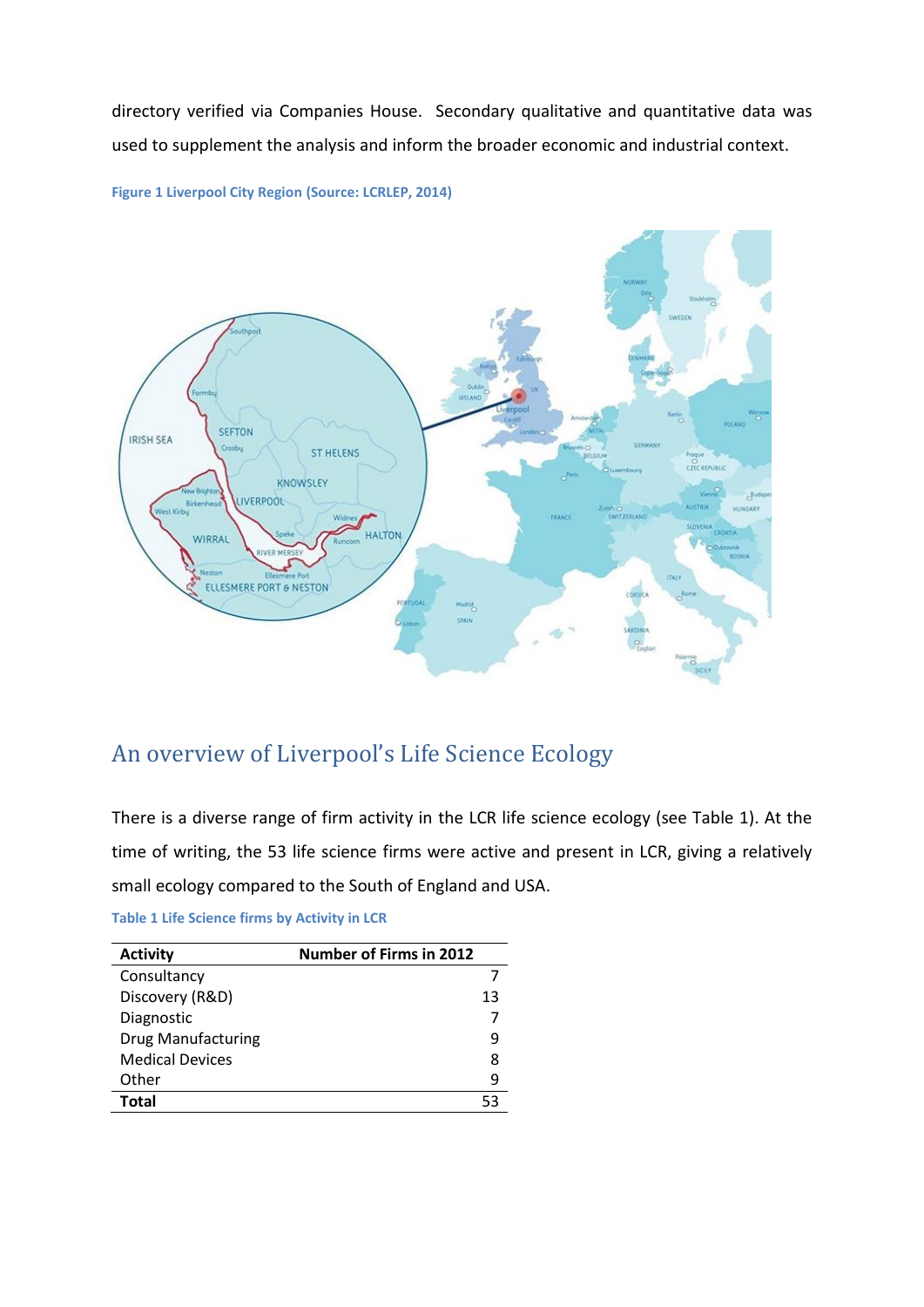directory verified via Companies House. Secondary qualitative and quantitative data was used to supplement the analysis and inform the broader economic and industrial context.

Figure 1 Liverpool City Region (Source: LCRLEP, 2014)

## An overview of Liverpool's Life Science Ecology

There is a diverse range of firm activity in the LCR life science ecology (see Table 1). At the time of writing, the 53 life science firms were active and present in LCR, giving a relatively small ecology compared to the South of England and USA.

Table 1 Life Science firms by Activity in LCR

| Activity | Number of Firms in 2012 |
|---|---:|
| Consultancy | 7 |
| Discovery (R&D) | 13 |
| Diagnostic | 7 |
| Drug Manufacturing | 9 |
| Medical Devices | 8 |
| Other | 9 |
| **Total** | 53 |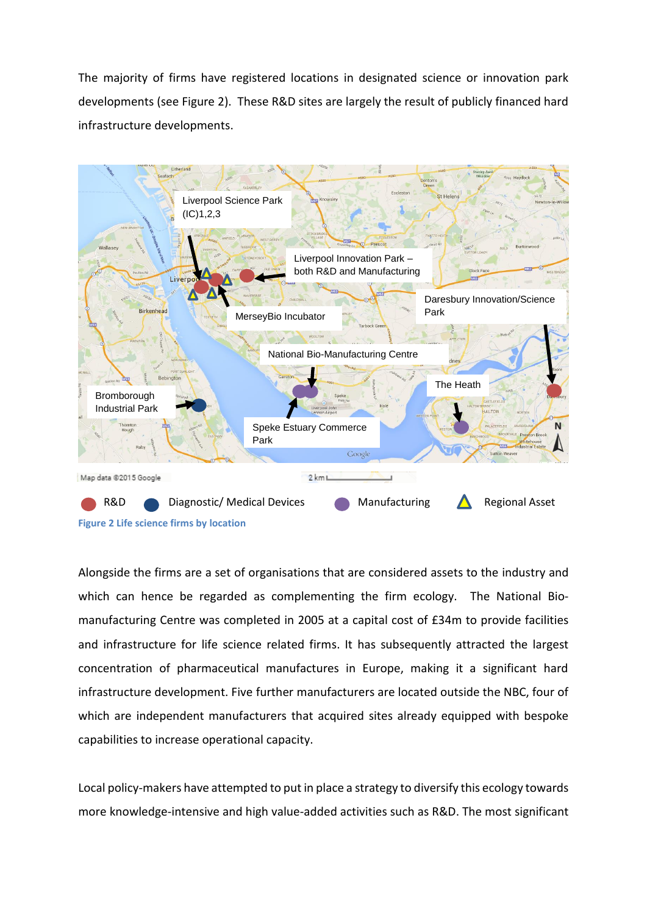The majority of firms have registered locations in designated science or innovation park developments (see Figure 2). These R&D sites are largely the result of publicly financed hard infrastructure developments.

R&D | Diagnostic/ Medical Devices | Manufacturing | Regional Asset

**Figure 2 Life science firms by location**

Alongside the firms are a set of organisations that are considered assets to the industry and which can hence be regarded as complementing the firm ecology. The National Bio-manufacturing Centre was completed in 2005 at a capital cost of £34m to provide facilities and infrastructure for life science related firms. It has subsequently attracted the largest concentration of pharmaceutical manufactures in Europe, making it a significant hard infrastructure development. Five further manufacturers are located outside the NBC, four of which are independent manufacturers that acquired sites already equipped with bespoke capabilities to increase operational capacity.

Local policy-makers have attempted to put in place a strategy to diversify this ecology towards more knowledge-intensive and high value-added activities such as R&D. The most significant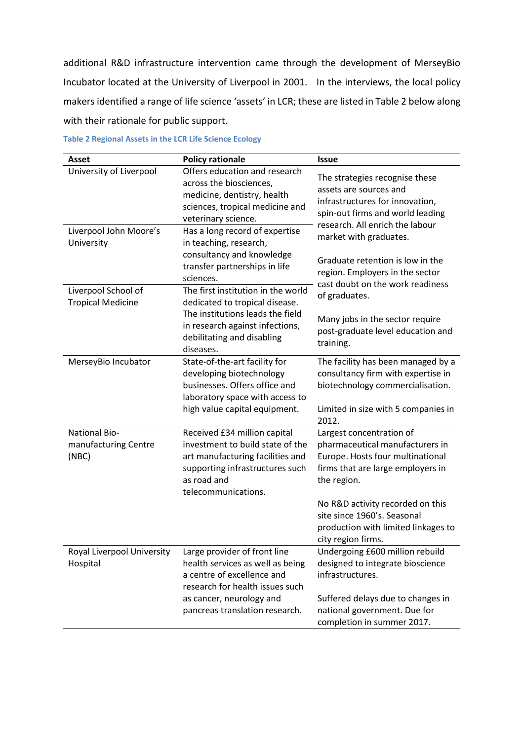additional R&D infrastructure intervention came through the development of MerseyBio Incubator located at the University of Liverpool in 2001. In the interviews, the local policy makers identified a range of life science 'assets' in LCR; these are listed in Table 2 below along with their rationale for public support.

**Table 2 Regional Assets in the LCR Life Science Ecology**

| Asset | Policy rationale | Issue |
|---|---|---|
| University of Liverpool | Offers education and research across the biosciences, medicine, dentistry, health sciences, tropical medicine and veterinary science. | The strategies recognise these assets are sources and infrastructures for innovation, spin-out firms and world leading research. All enrich the labour market with graduates.<br><br>Graduate retention is low in the region. Employers in the sector cast doubt on the work readiness of graduates.<br><br>Many jobs in the sector require post-graduate level education and training. |
| Liverpool John Moore's University | Has a long record of expertise in teaching, research, consultancy and knowledge transfer partnerships in life sciences. | |
| Liverpool School of Tropical Medicine | The first institution in the world dedicated to tropical disease. The institutions leads the field in research against infections, debilitating and disabling diseases. | |
| MerseyBio Incubator | State-of-the-art facility for developing biotechnology businesses. Offers office and laboratory space with access to high value capital equipment. | The facility has been managed by a consultancy firm with expertise in biotechnology commercialisation.<br><br>Limited in size with 5 companies in 2012. |
| National Bio-manufacturing Centre (NBC) | Received £34 million capital investment to build state of the art manufacturing facilities and supporting infrastructures such as road and telecommunications. | Largest concentration of pharmaceutical manufacturers in Europe. Hosts four multinational firms that are large employers in the region.<br><br>No R&D activity recorded on this site since 1960's. Seasonal production with limited linkages to city region firms. |
| Royal Liverpool University Hospital | Large provider of front line health services as well as being a centre of excellence and research for health issues such as cancer, neurology and pancreas translation research. | Undergoing £600 million rebuild designed to integrate bioscience infrastructures.<br><br>Suffered delays due to changes in national government. Due for completion in summer 2017. |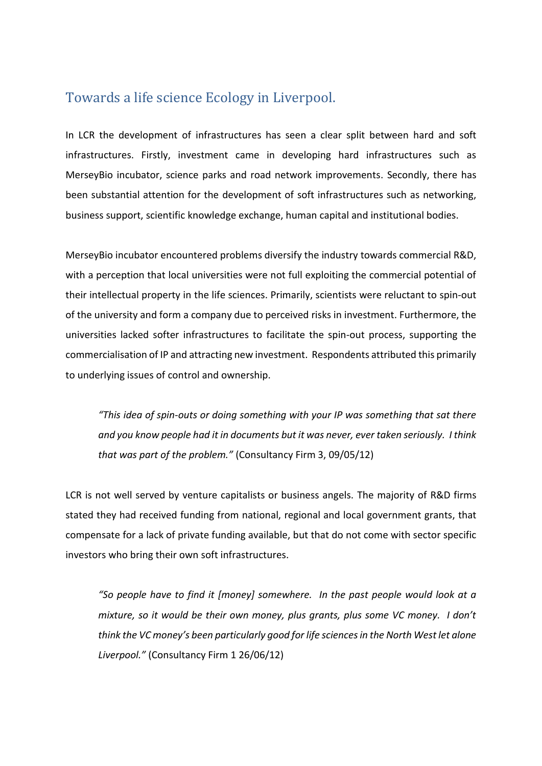## Towards a life science Ecology in Liverpool.

In LCR the development of infrastructures has seen a clear split between hard and soft infrastructures. Firstly, investment came in developing hard infrastructures such as MerseyBio incubator, science parks and road network improvements. Secondly, there has been substantial attention for the development of soft infrastructures such as networking, business support, scientific knowledge exchange, human capital and institutional bodies.

MerseyBio incubator encountered problems diversify the industry towards commercial R&D, with a perception that local universities were not full exploiting the commercial potential of their intellectual property in the life sciences. Primarily, scientists were reluctant to spin-out of the university and form a company due to perceived risks in investment. Furthermore, the universities lacked softer infrastructures to facilitate the spin-out process, supporting the commercialisation of IP and attracting new investment. Respondents attributed this primarily to underlying issues of control and ownership.

> *"This idea of spin-outs or doing something with your IP was something that sat there and you know people had it in documents but it was never, ever taken seriously. I think that was part of the problem."* (Consultancy Firm 3, 09/05/12)

LCR is not well served by venture capitalists or business angels. The majority of R&D firms stated they had received funding from national, regional and local government grants, that compensate for a lack of private funding available, but that do not come with sector specific investors who bring their own soft infrastructures.

> *"So people have to find it [money] somewhere. In the past people would look at a mixture, so it would be their own money, plus grants, plus some VC money. I don't think the VC money's been particularly good for life sciences in the North West let alone Liverpool."* (Consultancy Firm 1 26/06/12)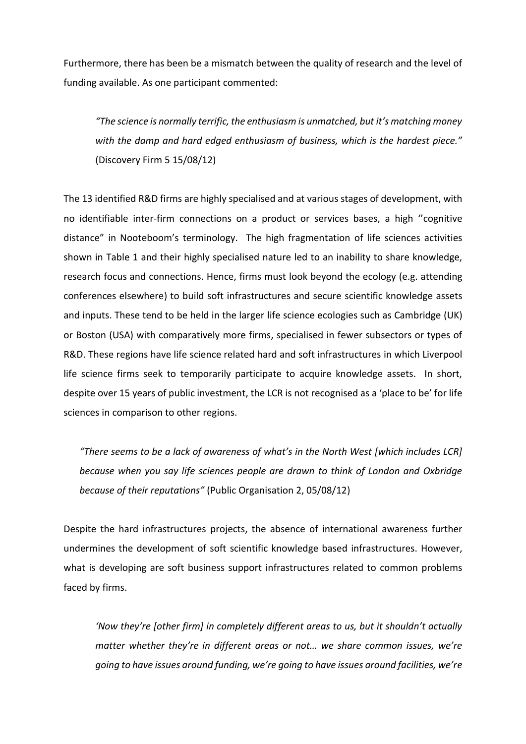Furthermore, there has been be a mismatch between the quality of research and the level of funding available. As one participant commented:

> *"The science is normally terrific, the enthusiasm is unmatched, but it's matching money with the damp and hard edged enthusiasm of business, which is the hardest piece."* (Discovery Firm 5 15/08/12)

The 13 identified R&D firms are highly specialised and at various stages of development, with no identifiable inter-firm connections on a product or services bases, a high ''cognitive distance" in Nooteboom's terminology. The high fragmentation of life sciences activities shown in Table 1 and their highly specialised nature led to an inability to share knowledge, research focus and connections. Hence, firms must look beyond the ecology (e.g. attending conferences elsewhere) to build soft infrastructures and secure scientific knowledge assets and inputs. These tend to be held in the larger life science ecologies such as Cambridge (UK) or Boston (USA) with comparatively more firms, specialised in fewer subsectors or types of R&D. These regions have life science related hard and soft infrastructures in which Liverpool life science firms seek to temporarily participate to acquire knowledge assets. In short, despite over 15 years of public investment, the LCR is not recognised as a 'place to be' for life sciences in comparison to other regions.

> *"There seems to be a lack of awareness of what's in the North West [which includes LCR] because when you say life sciences people are drawn to think of London and Oxbridge because of their reputations"* (Public Organisation 2, 05/08/12)

Despite the hard infrastructures projects, the absence of international awareness further undermines the development of soft scientific knowledge based infrastructures. However, what is developing are soft business support infrastructures related to common problems faced by firms.

> *'Now they're [other firm] in completely different areas to us, but it shouldn't actually matter whether they're in different areas or not… we share common issues, we're going to have issues around funding, we're going to have issues around facilities, we're*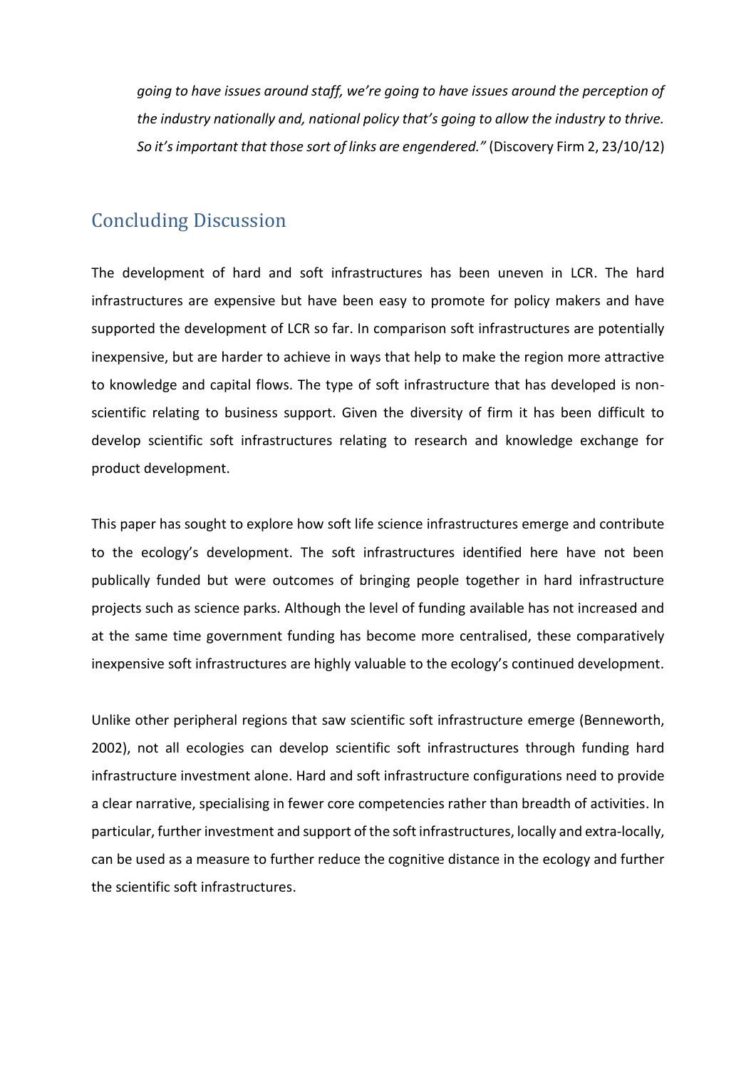> *going to have issues around staff, we're going to have issues around the perception of the industry nationally and, national policy that's going to allow the industry to thrive. So it's important that those sort of links are engendered."* (Discovery Firm 2, 23/10/12)

## Concluding Discussion

The development of hard and soft infrastructures has been uneven in LCR. The hard infrastructures are expensive but have been easy to promote for policy makers and have supported the development of LCR so far. In comparison soft infrastructures are potentially inexpensive, but are harder to achieve in ways that help to make the region more attractive to knowledge and capital flows. The type of soft infrastructure that has developed is non-scientific relating to business support. Given the diversity of firm it has been difficult to develop scientific soft infrastructures relating to research and knowledge exchange for product development.

This paper has sought to explore how soft life science infrastructures emerge and contribute to the ecology's development. The soft infrastructures identified here have not been publically funded but were outcomes of bringing people together in hard infrastructure projects such as science parks. Although the level of funding available has not increased and at the same time government funding has become more centralised, these comparatively inexpensive soft infrastructures are highly valuable to the ecology's continued development.

Unlike other peripheral regions that saw scientific soft infrastructure emerge (Benneworth, 2002), not all ecologies can develop scientific soft infrastructures through funding hard infrastructure investment alone. Hard and soft infrastructure configurations need to provide a clear narrative, specialising in fewer core competencies rather than breadth of activities. In particular, further investment and support of the soft infrastructures, locally and extra-locally, can be used as a measure to further reduce the cognitive distance in the ecology and further the scientific soft infrastructures.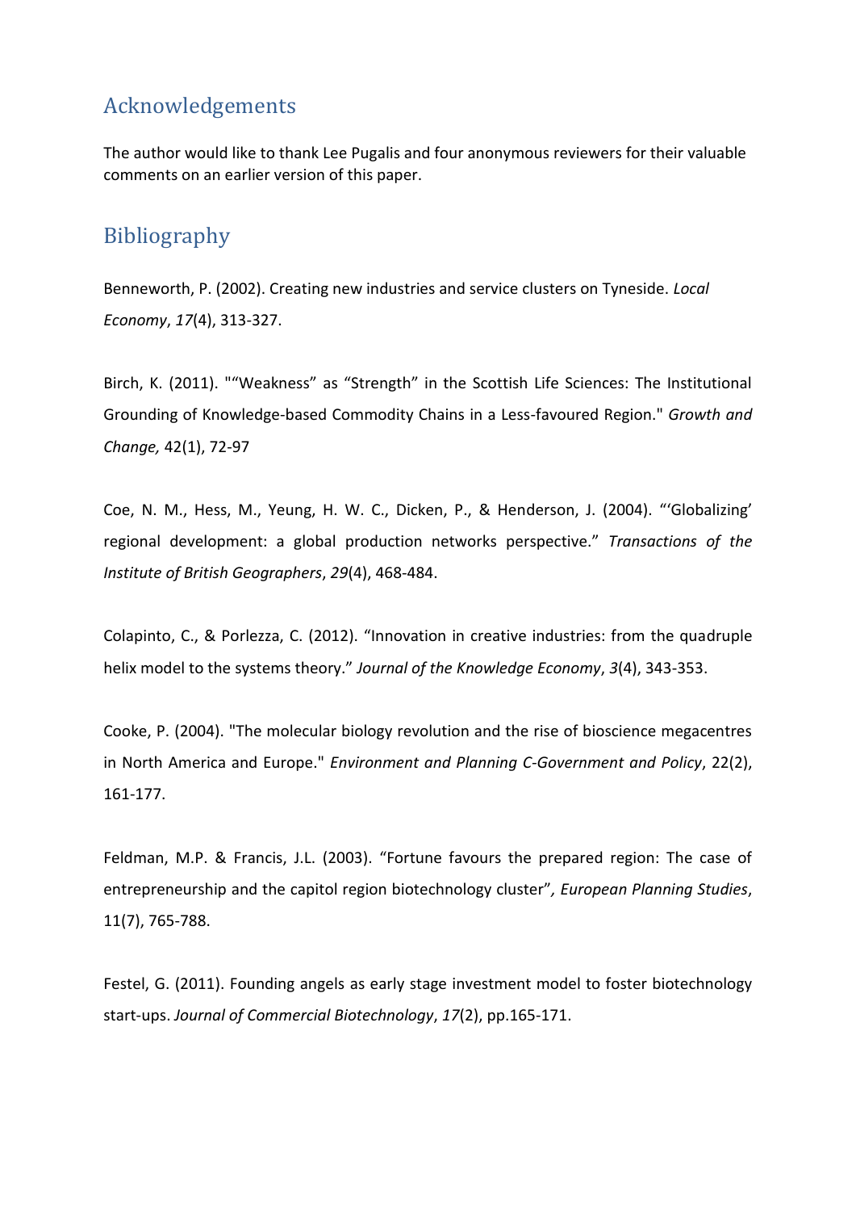## Acknowledgements

The author would like to thank Lee Pugalis and four anonymous reviewers for their valuable comments on an earlier version of this paper.

## Bibliography

Benneworth, P. (2002). Creating new industries and service clusters on Tyneside. *Local Economy*, *17*(4), 313-327.

Birch, K. (2011). "“Weakness” as “Strength” in the Scottish Life Sciences: The Institutional Grounding of Knowledge-based Commodity Chains in a Less-favoured Region." *Growth and Change,* 42(1), 72-97

Coe, N. M., Hess, M., Yeung, H. W. C., Dicken, P., & Henderson, J. (2004). “‘Globalizing’ regional development: a global production networks perspective.” *Transactions of the Institute of British Geographers*, *29*(4), 468-484.

Colapinto, C., & Porlezza, C. (2012). “Innovation in creative industries: from the quadruple helix model to the systems theory.” *Journal of the Knowledge Economy*, *3*(4), 343-353.

Cooke, P. (2004). "The molecular biology revolution and the rise of bioscience megacentres in North America and Europe." *Environment and Planning C-Government and Policy*, 22(2), 161-177.

Feldman, M.P. & Francis, J.L. (2003). “Fortune favours the prepared region: The case of entrepreneurship and the capitol region biotechnology cluster”*, European Planning Studies*, 11(7), 765-788.

Festel, G. (2011). Founding angels as early stage investment model to foster biotechnology start-ups. *Journal of Commercial Biotechnology*, *17*(2), pp.165-171.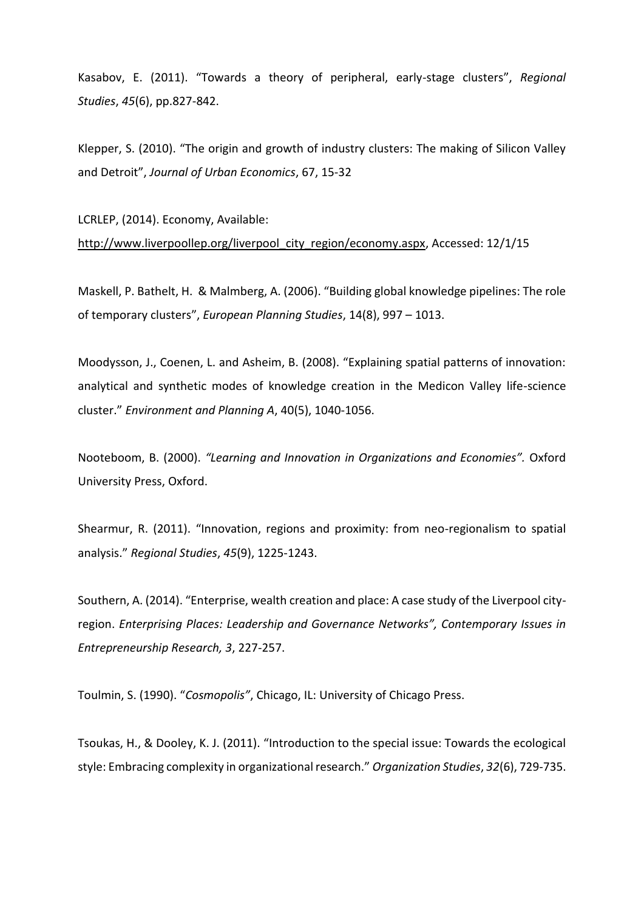Kasabov, E. (2011). “Towards a theory of peripheral, early-stage clusters”, *Regional Studies*, *45*(6), pp.827-842.

Klepper, S. (2010). “The origin and growth of industry clusters: The making of Silicon Valley and Detroit”, *Journal of Urban Economics*, 67, 15-32

LCRLEP, (2014). Economy, Available: http://www.liverpoollep.org/liverpool_city_region/economy.aspx, Accessed: 12/1/15

Maskell, P. Bathelt, H. & Malmberg, A. (2006). “Building global knowledge pipelines: The role of temporary clusters”, *European Planning Studies*, 14(8), 997 – 1013.

Moodysson, J., Coenen, L. and Asheim, B. (2008). “Explaining spatial patterns of innovation: analytical and synthetic modes of knowledge creation in the Medicon Valley life-science cluster.” *Environment and Planning A*, 40(5), 1040-1056.

Nooteboom, B. (2000). *“Learning and Innovation in Organizations and Economies”.* Oxford University Press, Oxford.

Shearmur, R. (2011). “Innovation, regions and proximity: from neo-regionalism to spatial analysis.” *Regional Studies*, *45*(9), 1225-1243.

Southern, A. (2014). “Enterprise, wealth creation and place: A case study of the Liverpool city-region. *Enterprising Places: Leadership and Governance Networks”, Contemporary Issues in Entrepreneurship Research, 3*, 227-257.

Toulmin, S. (1990). “*Cosmopolis”*, Chicago, IL: University of Chicago Press.

Tsoukas, H., & Dooley, K. J. (2011). “Introduction to the special issue: Towards the ecological style: Embracing complexity in organizational research.” *Organization Studies*, *32*(6), 729-735.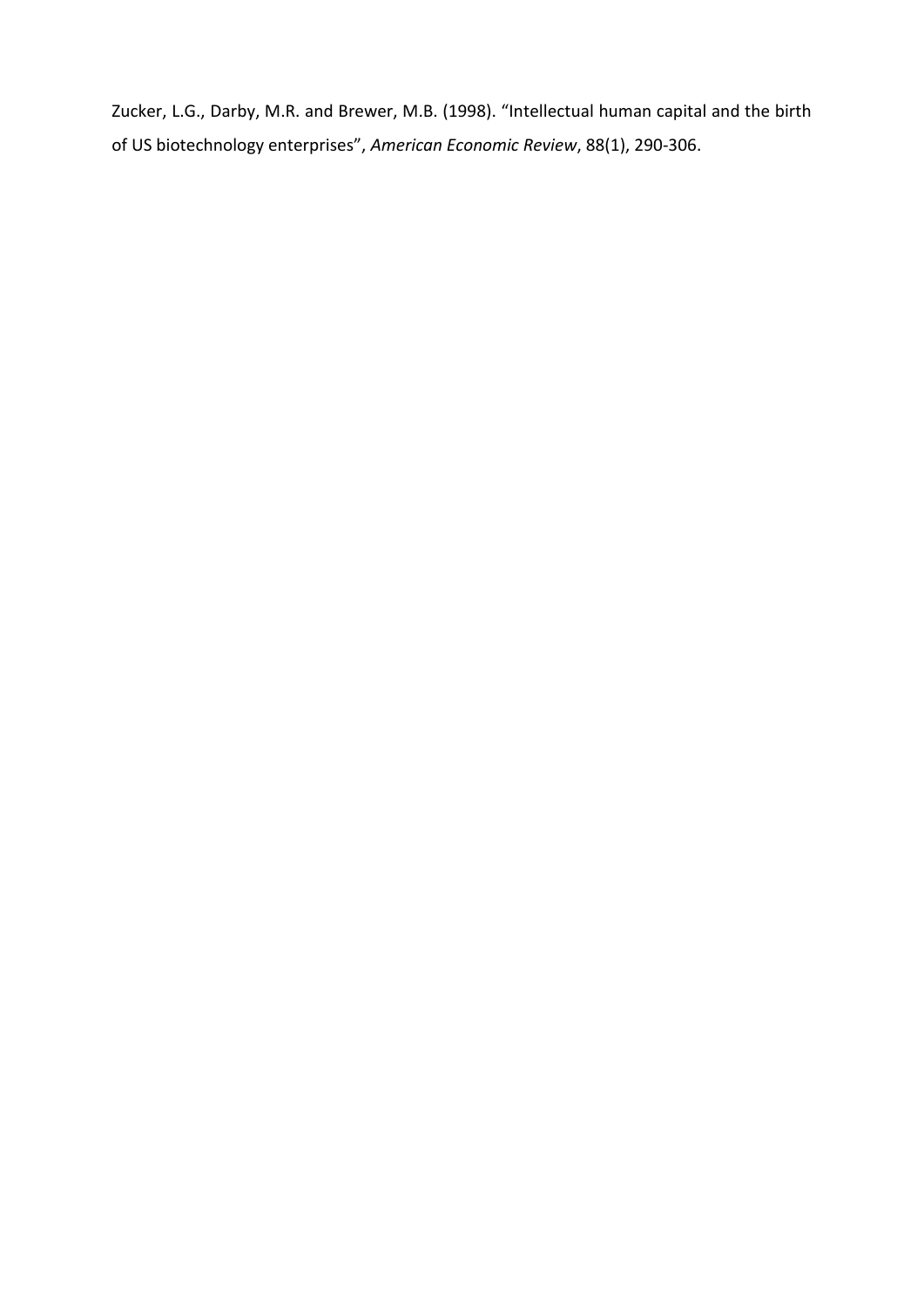Zucker, L.G., Darby, M.R. and Brewer, M.B. (1998). “Intellectual human capital and the birth of US biotechnology enterprises”, *American Economic Review*, 88(1), 290-306.